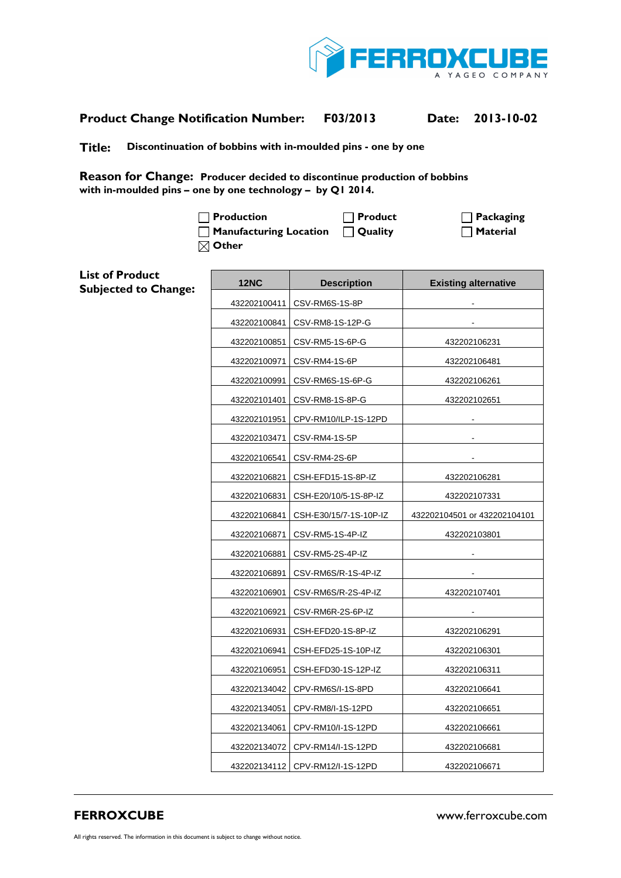FERROXCUBE
A YAGEO COMPANY

**Product Change Notification Number:** F03/2013 **Date:** 2013-10-02

**Title:** Discontinuation of bobbins with in-moulded pins - one by one

**Reason for Change:** Producer decided to discontinue production of bobbins with in-moulded pins – one by one technology – by Q1 2014.

- ☐ Production
- ☐ Manufacturing Location
- ☒ Other
- ☐ Product
- ☐ Quality
- ☐ Packaging
- ☐ Material

**List of Product Subjected to Change:**

| 12NC | Description | Existing alternative |
|---|---|---|
| 432202100411 | CSV-RM6S-1S-8P | - |
| 432202100841 | CSV-RM8-1S-12P-G | - |
| 432202100851 | CSV-RM5-1S-6P-G | 432202106231 |
| 432202100971 | CSV-RM4-1S-6P | 432202106481 |
| 432202100991 | CSV-RM6S-1S-6P-G | 432202106261 |
| 432202101401 | CSV-RM8-1S-8P-G | 432202102651 |
| 432202101951 | CPV-RM10/ILP-1S-12PD | - |
| 432202103471 | CSV-RM4-1S-5P | - |
| 432202106541 | CSV-RM4-2S-6P | - |
| 432202106821 | CSH-EFD15-1S-8P-IZ | 432202106281 |
| 432202106831 | CSH-E20/10/5-1S-8P-IZ | 432202107331 |
| 432202106841 | CSH-E30/15/7-1S-10P-IZ | 432202104501 or 432202104101 |
| 432202106871 | CSV-RM5-1S-4P-IZ | 432202103801 |
| 432202106881 | CSV-RM5-2S-4P-IZ | - |
| 432202106891 | CSV-RM6S/R-1S-4P-IZ | - |
| 432202106901 | CSV-RM6S/R-2S-4P-IZ | 432202107401 |
| 432202106921 | CSV-RM6R-2S-6P-IZ | - |
| 432202106931 | CSH-EFD20-1S-8P-IZ | 432202106291 |
| 432202106941 | CSH-EFD25-1S-10P-IZ | 432202106301 |
| 432202106951 | CSH-EFD30-1S-12P-IZ | 432202106311 |
| 432202134042 | CPV-RM6S/I-1S-8PD | 432202106641 |
| 432202134051 | CPV-RM8/I-1S-12PD | 432202106651 |
| 432202134061 | CPV-RM10/I-1S-12PD | 432202106661 |
| 432202134072 | CPV-RM14/I-1S-12PD | 432202106681 |
| 432202134112 | CPV-RM12/I-1S-12PD | 432202106671 |

**FERROXCUBE** www.ferroxcube.com

All rights reserved. The information in this document is subject to change without notice.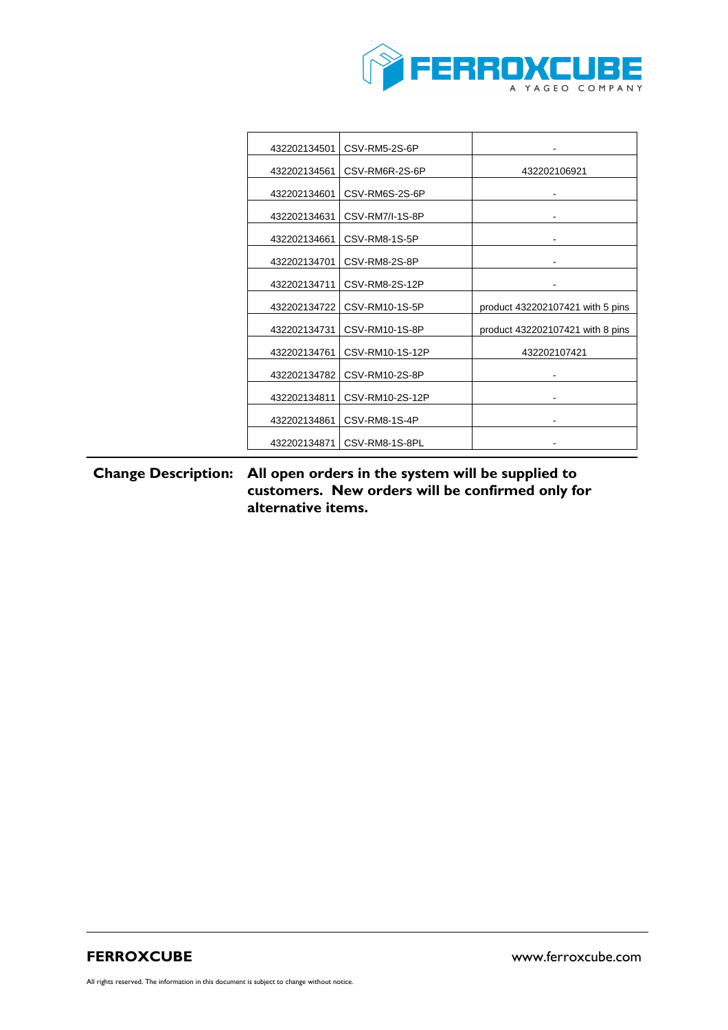| | | |
|---|---|---|
| 432202134501 | CSV-RM5-2S-6P | - |
| 432202134561 | CSV-RM6R-2S-6P | 432202106921 |
| 432202134601 | CSV-RM6S-2S-6P | - |
| 432202134631 | CSV-RM7/I-1S-8P | - |
| 432202134661 | CSV-RM8-1S-5P | - |
| 432202134701 | CSV-RM8-2S-8P | - |
| 432202134711 | CSV-RM8-2S-12P | - |
| 432202134722 | CSV-RM10-1S-5P | product 432202107421 with 5 pins |
| 432202134731 | CSV-RM10-1S-8P | product 432202107421 with 8 pins |
| 432202134761 | CSV-RM10-1S-12P | 432202107421 |
| 432202134782 | CSV-RM10-2S-8P | - |
| 432202134811 | CSV-RM10-2S-12P | - |
| 432202134861 | CSV-RM8-1S-4P | - |
| 432202134871 | CSV-RM8-1S-8PL | - |

**Change Description:** **All open orders in the system will be supplied to customers. New orders will be confirmed only for alternative items.**

**FERROXCUBE** www.ferroxcube.com

All rights reserved. The information in this document is subject to change without notice.